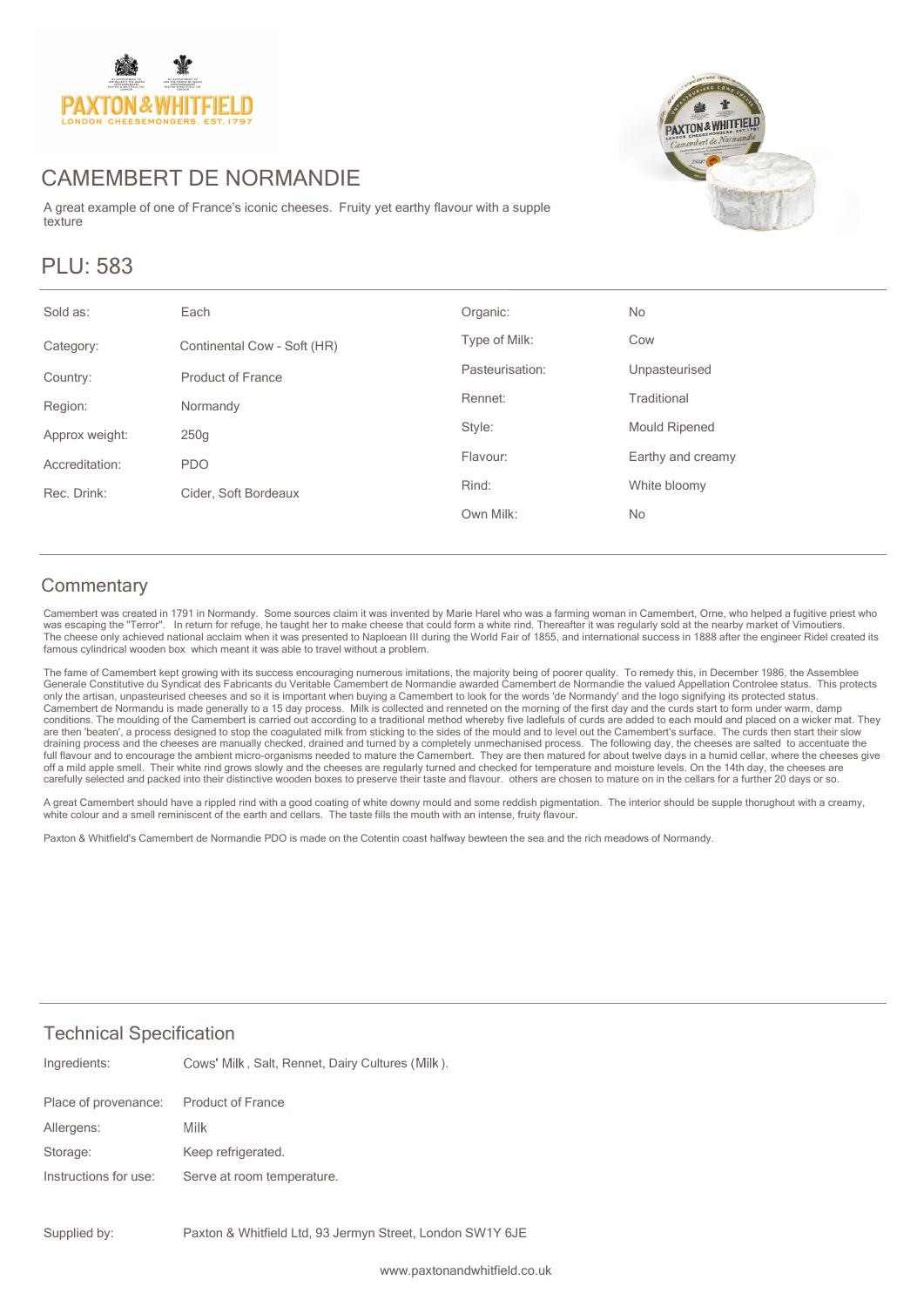# CAMEMBERT DE NORMANDIE

A great example of one of France's iconic cheeses. Fruity yet earthy flavour with a supple texture

## PLU: 583

| | | | |
|---|---|---|---|
| Sold as: | Each | Organic: | No |
| Category: | Continental Cow - Soft (HR) | Type of Milk: | Cow |
| Country: | Product of France | Pasteurisation: | Unpasteurised |
| Region: | Normandy | Rennet: | Traditional |
| Approx weight: | 250g | Style: | Mould Ripened |
| Accreditation: | PDO | Flavour: | Earthy and creamy |
| Rec. Drink: | Cider, Soft Bordeaux | Rind: | White bloomy |
| | | Own Milk: | No |

## Commentary

Camembert was created in 1791 in Normandy. Some sources claim it was invented by Marie Harel who was a farming woman in Camembert, Orne, who helped a fugitive priest who was escaping the "Terror". In return for refuge, he taught her to make cheese that could form a white rind. Thereafter it was regularly sold at the nearby market of Vimoutiers. The cheese only achieved national acclaim when it was presented to Naploean III during the World Fair of 1855, and international success in 1888 after the engineer Ridel created its famous cylindrical wooden box which meant it was able to travel without a problem.

The fame of Camembert kept growing with its success encouraging numerous imitations, the majority being of poorer quality. To remedy this, in December 1986, the Assemblee Generale Constitutive du Syndicat des Fabricants du Veritable Camembert de Normandie awarded Camembert de Normandie the valued Appellation Controlee status. This protects only the artisan, unpasteurised cheeses and so it is important when buying a Camembert to look for the words 'de Normandy' and the logo signifying its protected status. Camembert de Normandu is made generally to a 15 day process. Milk is collected and renneted on the morning of the first day and the curds start to form under warm, damp conditions. The moulding of the Camembert is carried out according to a traditional method whereby five ladlefuls of curds are added to each mould and placed on a wicker mat. They are then 'beaten', a process designed to stop the coagulated milk from sticking to the sides of the mould and to level out the Camembert's surface. The curds then start their slow draining process and the cheeses are manually checked, drained and turned by a completely unmechanised process. The following day, the cheeses are salted to accentuate the full flavour and to encourage the ambient micro-organisms needed to mature the Camembert. They are then matured for about twelve days in a humid cellar, where the cheeses give off a mild apple smell. Their white rind grows slowly and the cheeses are regularly turned and checked for temperature and moisture levels. On the 14th day, the cheeses are carefully selected and packed into their distinctive wooden boxes to preserve their taste and flavour. others are chosen to mature on in the cellars for a further 20 days or so.

A great Camembert should have a rippled rind with a good coating of white downy mould and some reddish pigmentation. The interior should be supple thorughout with a creamy, white colour and a smell reminiscent of the earth and cellars. The taste fills the mouth with an intense, fruity flavour.

Paxton & Whitfield's Camembert de Normandie PDO is made on the Cotentin coast halfway bewteen the sea and the rich meadows of Normandy.

## Technical Specification

| | |
|---|---|
| Ingredients: | Cows' Milk, Salt, Rennet, Dairy Cultures (Milk). |
| Place of provenance: | Product of France |
| Allergens: | Milk |
| Storage: | Keep refrigerated. |
| Instructions for use: | Serve at room temperature. |
| Supplied by: | Paxton & Whitfield Ltd, 93 Jermyn Street, London SW1Y 6JE |

www.paxtonandwhitfield.co.uk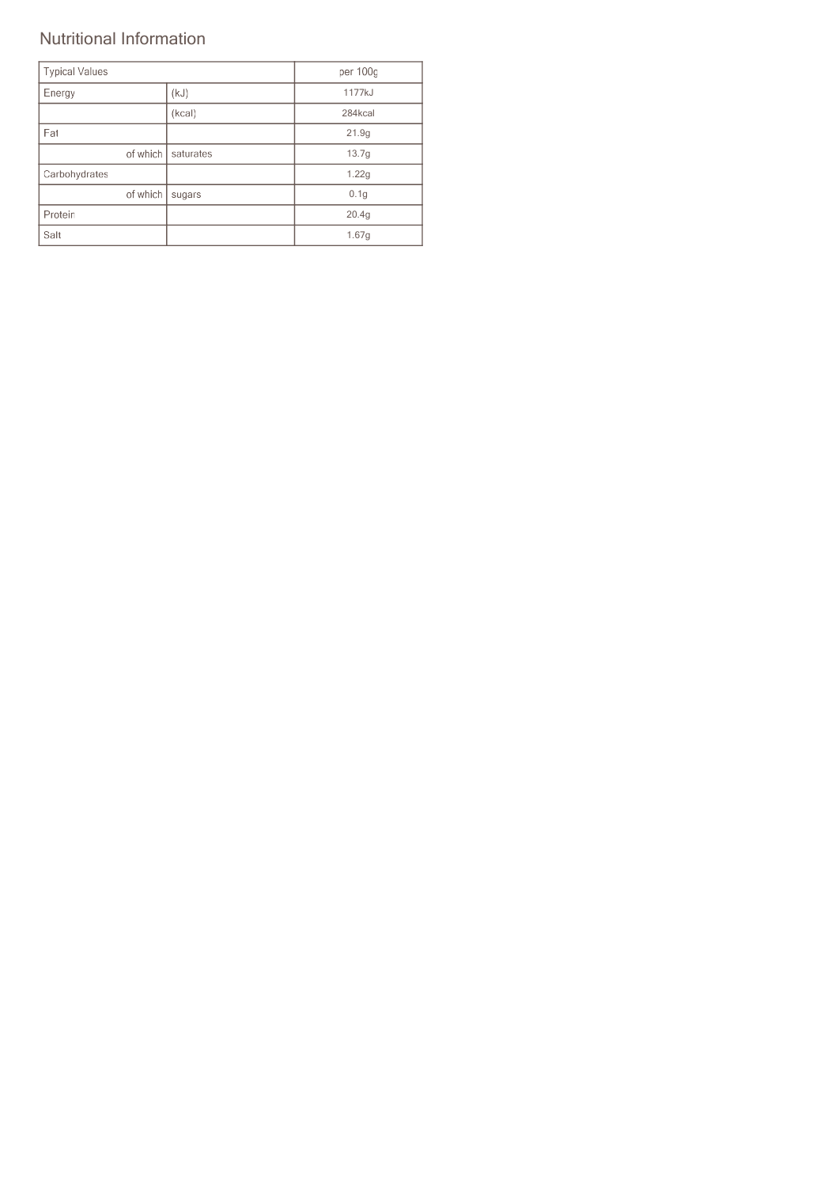## Nutritional Information

| Typical Values | | per 100g |
|---|---|---|
| Energy | (kJ) | 1177kJ |
| | (kcal) | 284kcal |
| Fat | | 21.9g |
| of which | saturates | 13.7g |
| Carbohydrates | | 1.22g |
| of which | sugars | 0.1g |
| Protein | | 20.4g |
| Salt | | 1.67g |